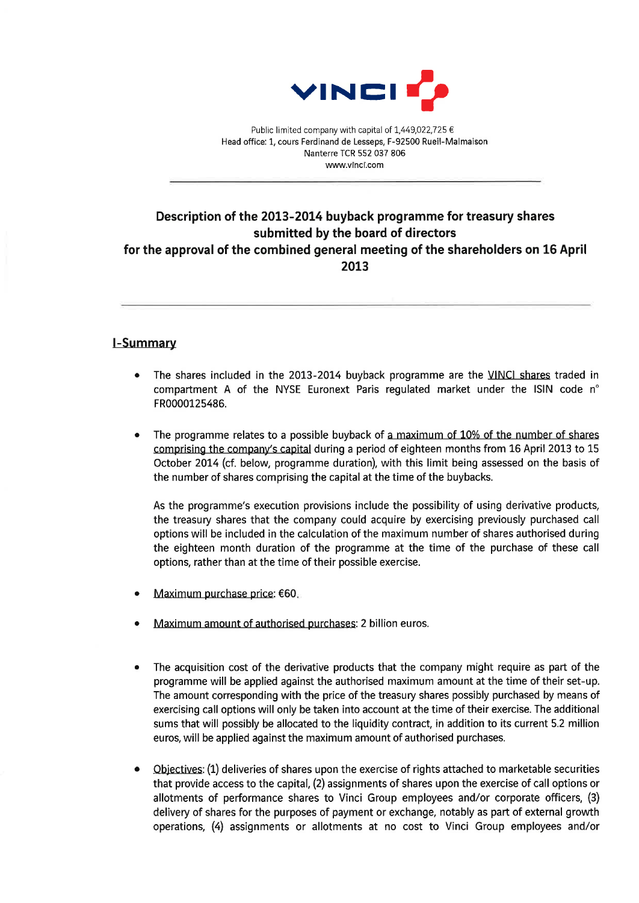VINCI

Public limited company with capital of 1,449,022,725 €
Head office: 1, cours Ferdinand de Lesseps, F-92500 Rueil-Malmaison
Nanterre TCR 552 037 806
www.vinci.com

# Description of the 2013-2014 buyback programme for treasury shares submitted by the board of directors for the approval of the combined general meeting of the shareholders on 16 April 2013

## I-Summary

- The shares included in the 2013-2014 buyback programme are the VINCI shares traded in compartment A of the NYSE Euronext Paris regulated market under the ISIN code n° FR0000125486.

- The programme relates to a possible buyback of a maximum of 10% of the number of shares comprising the company's capital during a period of eighteen months from 16 April 2013 to 15 October 2014 (cf. below, programme duration), with this limit being assessed on the basis of the number of shares comprising the capital at the time of the buybacks.

  As the programme's execution provisions include the possibility of using derivative products, the treasury shares that the company could acquire by exercising previously purchased call options will be included in the calculation of the maximum number of shares authorised during the eighteen month duration of the programme at the time of the purchase of these call options, rather than at the time of their possible exercise.

- Maximum purchase price: €60.

- Maximum amount of authorised purchases: 2 billion euros.

- The acquisition cost of the derivative products that the company might require as part of the programme will be applied against the authorised maximum amount at the time of their set-up. The amount corresponding with the price of the treasury shares possibly purchased by means of exercising call options will only be taken into account at the time of their exercise. The additional sums that will possibly be allocated to the liquidity contract, in addition to its current 5.2 million euros, will be applied against the maximum amount of authorised purchases.

- Objectives: (1) deliveries of shares upon the exercise of rights attached to marketable securities that provide access to the capital, (2) assignments of shares upon the exercise of call options or allotments of performance shares to Vinci Group employees and/or corporate officers, (3) delivery of shares for the purposes of payment or exchange, notably as part of external growth operations, (4) assignments or allotments at no cost to Vinci Group employees and/or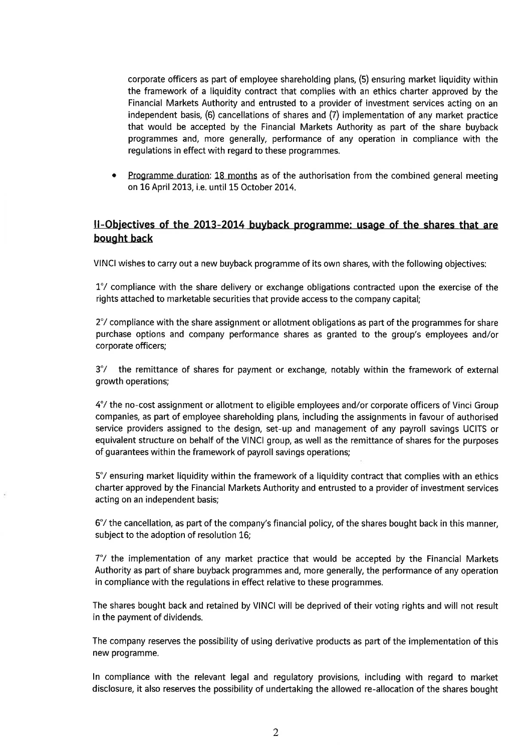corporate officers as part of employee shareholding plans, (5) ensuring market liquidity within the framework of a liquidity contract that complies with an ethics charter approved by the Financial Markets Authority and entrusted to a provider of investment services acting on an independent basis, (6) cancellations of shares and (7) implementation of any market practice that would be accepted by the Financial Markets Authority as part of the share buyback programmes and, more generally, performance of any operation in compliance with the regulations in effect with regard to these programmes.

- Programme duration: 18 months as of the authorisation from the combined general meeting on 16 April 2013, i.e. until 15 October 2014.

## II-Objectives of the 2013-2014 buyback programme: usage of the shares that are bought back

VINCI wishes to carry out a new buyback programme of its own shares, with the following objectives:

1°/ compliance with the share delivery or exchange obligations contracted upon the exercise of the rights attached to marketable securities that provide access to the company capital;

2°/ compliance with the share assignment or allotment obligations as part of the programmes for share purchase options and company performance shares as granted to the group's employees and/or corporate officers;

3°/ the remittance of shares for payment or exchange, notably within the framework of external growth operations;

4°/ the no-cost assignment or allotment to eligible employees and/or corporate officers of Vinci Group companies, as part of employee shareholding plans, including the assignments in favour of authorised service providers assigned to the design, set-up and management of any payroll savings UCITS or equivalent structure on behalf of the VINCI group, as well as the remittance of shares for the purposes of guarantees within the framework of payroll savings operations;

5°/ ensuring market liquidity within the framework of a liquidity contract that complies with an ethics charter approved by the Financial Markets Authority and entrusted to a provider of investment services acting on an independent basis;

6°/ the cancellation, as part of the company's financial policy, of the shares bought back in this manner, subject to the adoption of resolution 16;

7°/ the implementation of any market practice that would be accepted by the Financial Markets Authority as part of share buyback programmes and, more generally, the performance of any operation in compliance with the regulations in effect relative to these programmes.

The shares bought back and retained by VINCI will be deprived of their voting rights and will not result in the payment of dividends.

The company reserves the possibility of using derivative products as part of the implementation of this new programme.

In compliance with the relevant legal and regulatory provisions, including with regard to market disclosure, it also reserves the possibility of undertaking the allowed re-allocation of the shares bought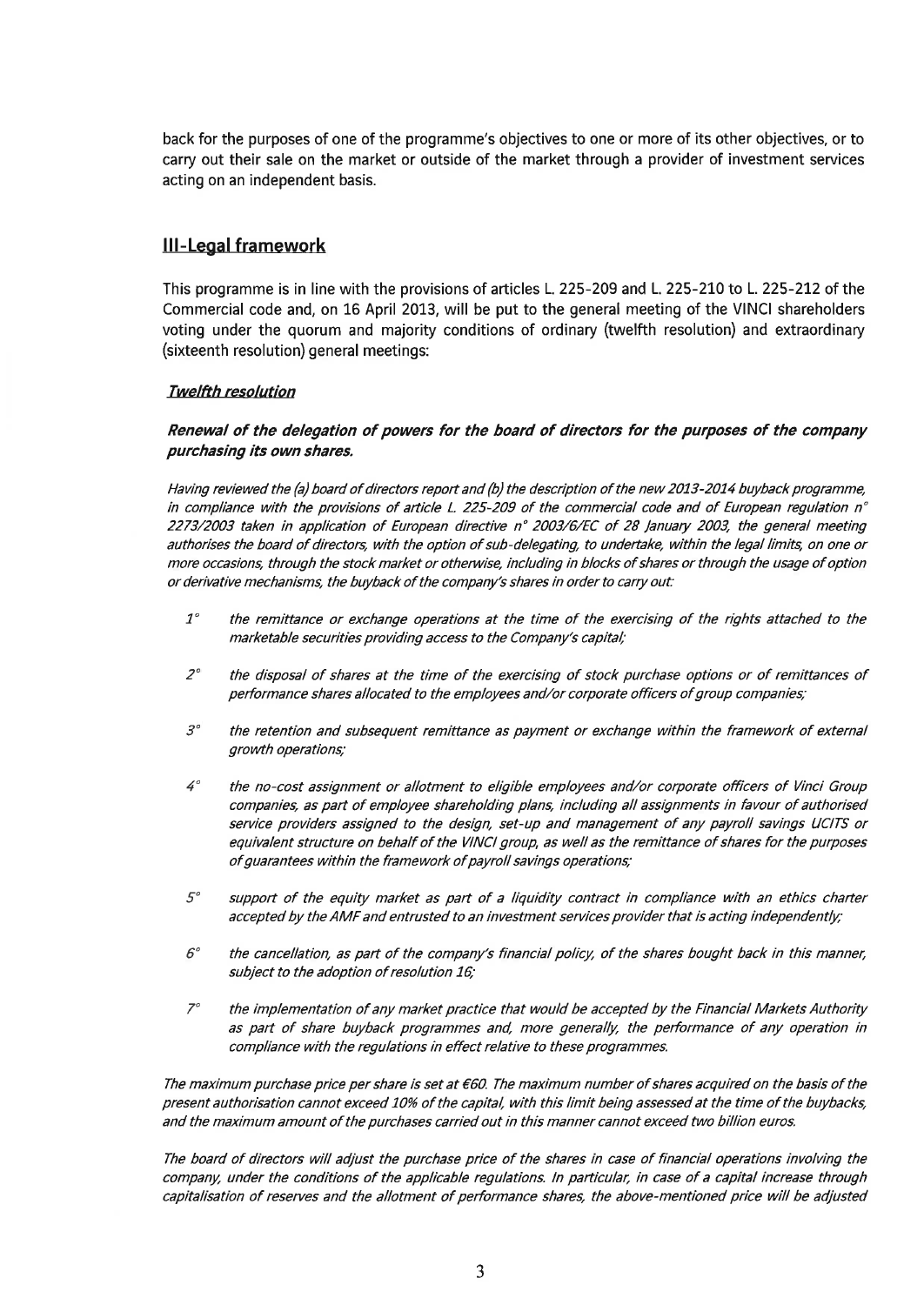back for the purposes of one of the programme's objectives to one or more of its other objectives, or to carry out their sale on the market or outside of the market through a provider of investment services acting on an independent basis.

## III-Legal framework

This programme is in line with the provisions of articles L. 225-209 and L. 225-210 to L. 225-212 of the Commercial code and, on 16 April 2013, will be put to the general meeting of the VINCI shareholders voting under the quorum and majority conditions of ordinary (twelfth resolution) and extraordinary (sixteenth resolution) general meetings:

### *Twelfth resolution*

***Renewal of the delegation of powers for the board of directors for the purposes of the company purchasing its own shares.***

*Having reviewed the (a) board of directors report and (b) the description of the new 2013-2014 buyback programme, in compliance with the provisions of article L. 225-209 of the commercial code and of European regulation n° 2273/2003 taken in application of European directive n° 2003/6/EC of 28 January 2003, the general meeting authorises the board of directors, with the option of sub-delegating, to undertake, within the legal limits, on one or more occasions, through the stock market or otherwise, including in blocks of shares or through the usage of option or derivative mechanisms, the buyback of the company's shares in order to carry out:*

- 1° *the remittance or exchange operations at the time of the exercising of the rights attached to the marketable securities providing access to the Company's capital;*
- 2° *the disposal of shares at the time of the exercising of stock purchase options or of remittances of performance shares allocated to the employees and/or corporate officers of group companies;*
- 3° *the retention and subsequent remittance as payment or exchange within the framework of external growth operations;*
- 4° *the no-cost assignment or allotment to eligible employees and/or corporate officers of Vinci Group companies, as part of employee shareholding plans, including all assignments in favour of authorised service providers assigned to the design, set-up and management of any payroll savings UCITS or equivalent structure on behalf of the VINCI group, as well as the remittance of shares for the purposes of guarantees within the framework of payroll savings operations;*
- 5° *support of the equity market as part of a liquidity contract in compliance with an ethics charter accepted by the AMF and entrusted to an investment services provider that is acting independently;*
- 6° *the cancellation, as part of the company's financial policy, of the shares bought back in this manner, subject to the adoption of resolution 16;*
- 7° *the implementation of any market practice that would be accepted by the Financial Markets Authority as part of share buyback programmes and, more generally, the performance of any operation in compliance with the regulations in effect relative to these programmes.*

*The maximum purchase price per share is set at €60. The maximum number of shares acquired on the basis of the present authorisation cannot exceed 10% of the capital, with this limit being assessed at the time of the buybacks, and the maximum amount of the purchases carried out in this manner cannot exceed two billion euros.*

*The board of directors will adjust the purchase price of the shares in case of financial operations involving the company, under the conditions of the applicable regulations. In particular, in case of a capital increase through capitalisation of reserves and the allotment of performance shares, the above-mentioned price will be adjusted*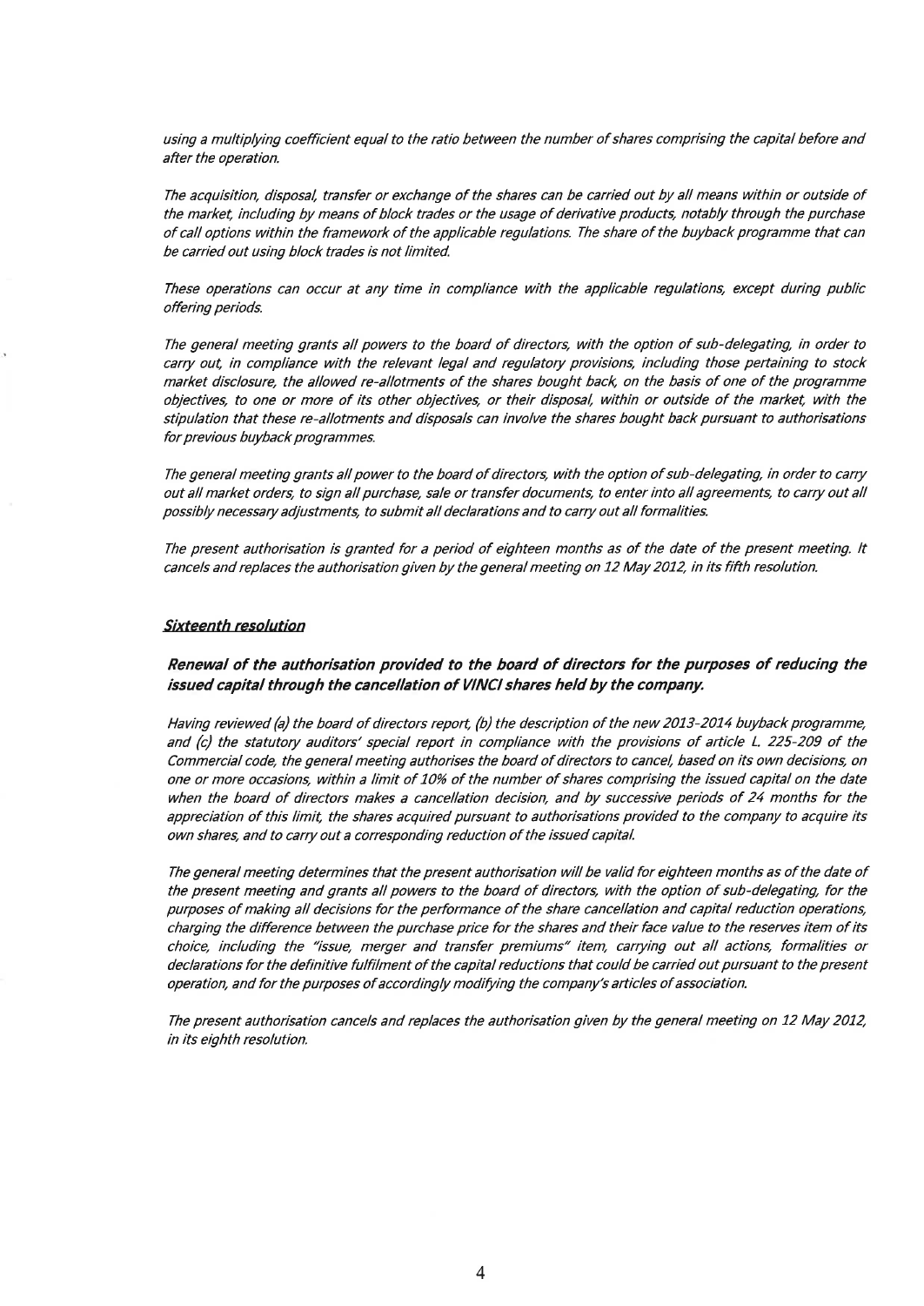*using a multiplying coefficient equal to the ratio between the number of shares comprising the capital before and after the operation.*

*The acquisition, disposal, transfer or exchange of the shares can be carried out by all means within or outside of the market, including by means of block trades or the usage of derivative products, notably through the purchase of call options within the framework of the applicable regulations. The share of the buyback programme that can be carried out using block trades is not limited.*

*These operations can occur at any time in compliance with the applicable regulations, except during public offering periods.*

*The general meeting grants all powers to the board of directors, with the option of sub-delegating, in order to carry out, in compliance with the relevant legal and regulatory provisions, including those pertaining to stock market disclosure, the allowed re-allotments of the shares bought back, on the basis of one of the programme objectives, to one or more of its other objectives, or their disposal, within or outside of the market, with the stipulation that these re-allotments and disposals can involve the shares bought back pursuant to authorisations for previous buyback programmes.*

*The general meeting grants all power to the board of directors, with the option of sub-delegating, in order to carry out all market orders, to sign all purchase, sale or transfer documents, to enter into all agreements, to carry out all possibly necessary adjustments, to submit all declarations and to carry out all formalities.*

*The present authorisation is granted for a period of eighteen months as of the date of the present meeting. It cancels and replaces the authorisation given by the general meeting on 12 May 2012, in its fifth resolution.*

## ***Sixteenth resolution***

### ***Renewal of the authorisation provided to the board of directors for the purposes of reducing the issued capital through the cancellation of VINCI shares held by the company.***

*Having reviewed (a) the board of directors report, (b) the description of the new 2013-2014 buyback programme, and (c) the statutory auditors' special report in compliance with the provisions of article L. 225-209 of the Commercial code, the general meeting authorises the board of directors to cancel, based on its own decisions, on one or more occasions, within a limit of 10% of the number of shares comprising the issued capital on the date when the board of directors makes a cancellation decision, and by successive periods of 24 months for the appreciation of this limit, the shares acquired pursuant to authorisations provided to the company to acquire its own shares, and to carry out a corresponding reduction of the issued capital.*

*The general meeting determines that the present authorisation will be valid for eighteen months as of the date of the present meeting and grants all powers to the board of directors, with the option of sub-delegating, for the purposes of making all decisions for the performance of the share cancellation and capital reduction operations, charging the difference between the purchase price for the shares and their face value to the reserves item of its choice, including the "issue, merger and transfer premiums" item, carrying out all actions, formalities or declarations for the definitive fulfilment of the capital reductions that could be carried out pursuant to the present operation, and for the purposes of accordingly modifying the company's articles of association.*

*The present authorisation cancels and replaces the authorisation given by the general meeting on 12 May 2012, in its eighth resolution.*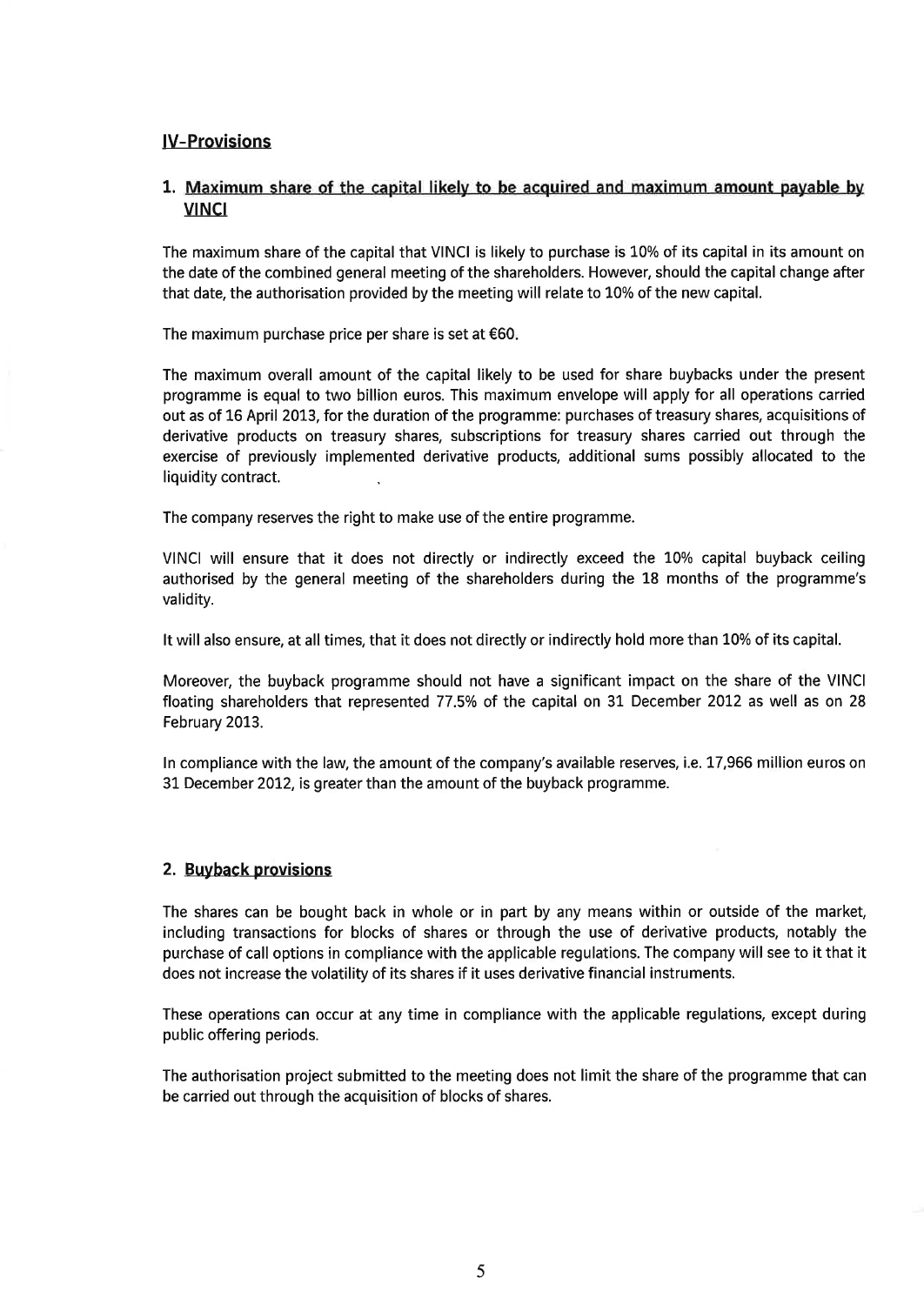## IV-Provisions

### 1. Maximum share of the capital likely to be acquired and maximum amount payable by VINCI

The maximum share of the capital that VINCI is likely to purchase is 10% of its capital in its amount on the date of the combined general meeting of the shareholders. However, should the capital change after that date, the authorisation provided by the meeting will relate to 10% of the new capital.

The maximum purchase price per share is set at €60.

The maximum overall amount of the capital likely to be used for share buybacks under the present programme is equal to two billion euros. This maximum envelope will apply for all operations carried out as of 16 April 2013, for the duration of the programme: purchases of treasury shares, acquisitions of derivative products on treasury shares, subscriptions for treasury shares carried out through the exercise of previously implemented derivative products, additional sums possibly allocated to the liquidity contract.

The company reserves the right to make use of the entire programme.

VINCI will ensure that it does not directly or indirectly exceed the 10% capital buyback ceiling authorised by the general meeting of the shareholders during the 18 months of the programme's validity.

It will also ensure, at all times, that it does not directly or indirectly hold more than 10% of its capital.

Moreover, the buyback programme should not have a significant impact on the share of the VINCI floating shareholders that represented 77.5% of the capital on 31 December 2012 as well as on 28 February 2013.

In compliance with the law, the amount of the company's available reserves, i.e. 17,966 million euros on 31 December 2012, is greater than the amount of the buyback programme.

### 2. Buyback provisions

The shares can be bought back in whole or in part by any means within or outside of the market, including transactions for blocks of shares or through the use of derivative products, notably the purchase of call options in compliance with the applicable regulations. The company will see to it that it does not increase the volatility of its shares if it uses derivative financial instruments.

These operations can occur at any time in compliance with the applicable regulations, except during public offering periods.

The authorisation project submitted to the meeting does not limit the share of the programme that can be carried out through the acquisition of blocks of shares.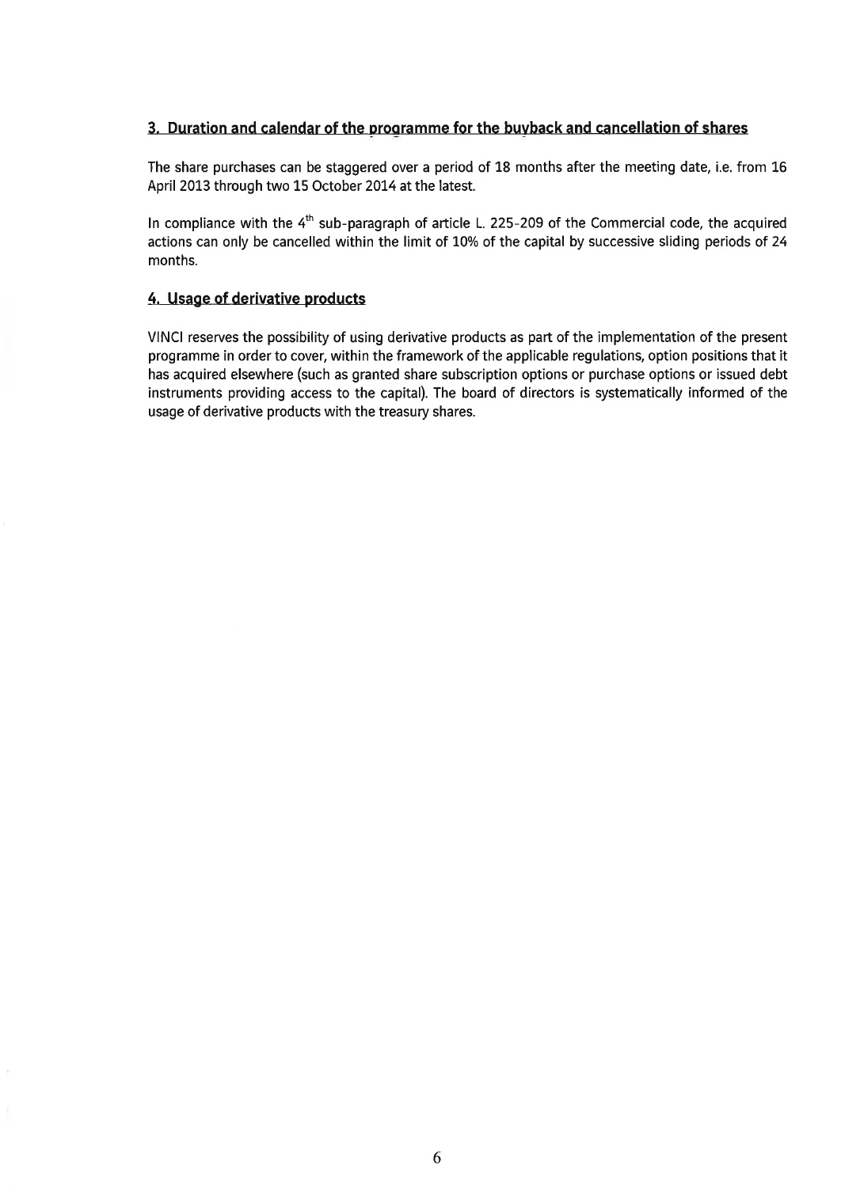## 3. Duration and calendar of the programme for the buyback and cancellation of shares

The share purchases can be staggered over a period of 18 months after the meeting date, i.e. from 16 April 2013 through two 15 October 2014 at the latest.

In compliance with the 4th sub-paragraph of article L. 225-209 of the Commercial code, the acquired actions can only be cancelled within the limit of 10% of the capital by successive sliding periods of 24 months.

## 4. Usage of derivative products

VINCI reserves the possibility of using derivative products as part of the implementation of the present programme in order to cover, within the framework of the applicable regulations, option positions that it has acquired elsewhere (such as granted share subscription options or purchase options or issued debt instruments providing access to the capital). The board of directors is systematically informed of the usage of derivative products with the treasury shares.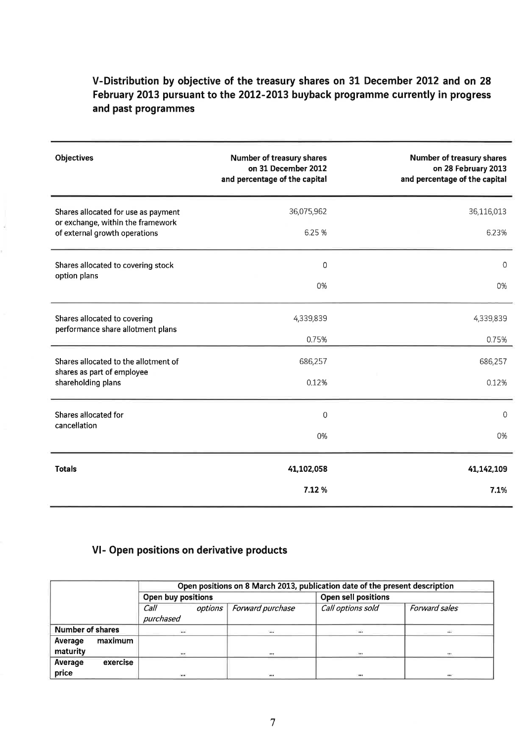## V-Distribution by objective of the treasury shares on 31 December 2012 and on 28 February 2013 pursuant to the 2012-2013 buyback programme currently in progress and past programmes

| Objectives | Number of treasury shares on 31 December 2012 and percentage of the capital | Number of treasury shares on 28 February 2013 and percentage of the capital |
|---|---|---|
| Shares allocated for use as payment or exchange, within the framework of external growth operations | 36,075,962<br>6.25 % | 36,116,013<br>6.23% |
| Shares allocated to covering stock option plans | 0<br>0% | 0<br>0% |
| Shares allocated to covering performance share allotment plans | 4,339,839<br>0.75% | 4,339,839<br>0.75% |
| Shares allocated to the allotment of shares as part of employee shareholding plans | 686,257<br>0.12% | 686,257<br>0.12% |
| Shares allocated for cancellation | 0<br>0% | 0<br>0% |
| **Totals** | **41,102,058**<br>**7.12 %** | **41,142,109**<br>**7.1%** |

## VI- Open positions on derivative products

| | Open positions on 8 March 2013, publication date of the present description | | | |
|---|---|---|---|---|
| | Open buy positions | | Open sell positions | |
| | *Call options purchased* | *Forward purchase* | *Call options sold* | *Forward sales* |
| **Number of shares** | ... | ... | ... | ... |
| **Average maximum maturity** | ... | ... | ... | ... |
| **Average exercise price** | ... | ... | ... | ... |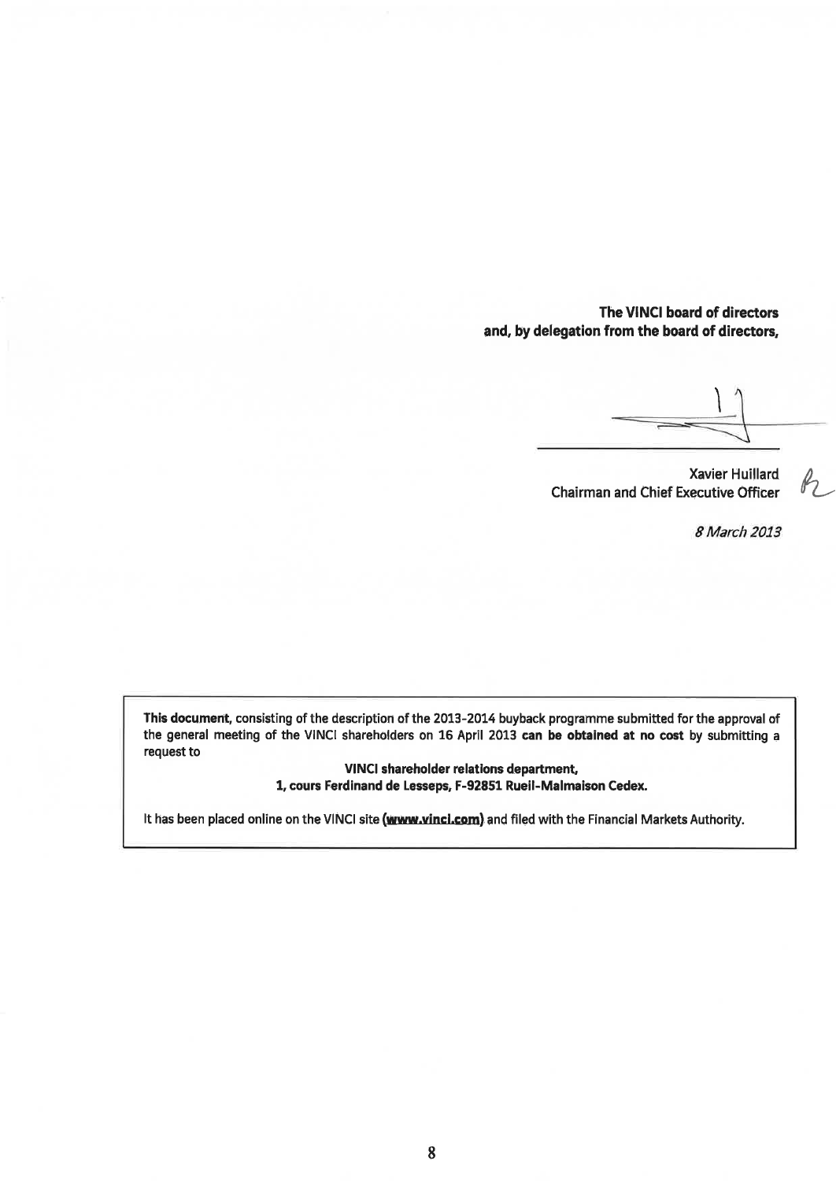**The VINCI board of directors**
**and, by delegation from the board of directors,**

Xavier Huillard
Chairman and Chief Executive Officer

*8 March 2013*

**This document**, consisting of the description of the 2013-2014 buyback programme submitted for the approval of the general meeting of the VINCI shareholders on 16 April 2013 **can be obtained at no cost** by submitting a request to

**VINCI shareholder relations department,**
**1, cours Ferdinand de Lesseps, F-92851 Rueil-Malmaison Cedex.**

It has been placed online on the VINCI site **(www.vinci.com)** and filed with the Financial Markets Authority.